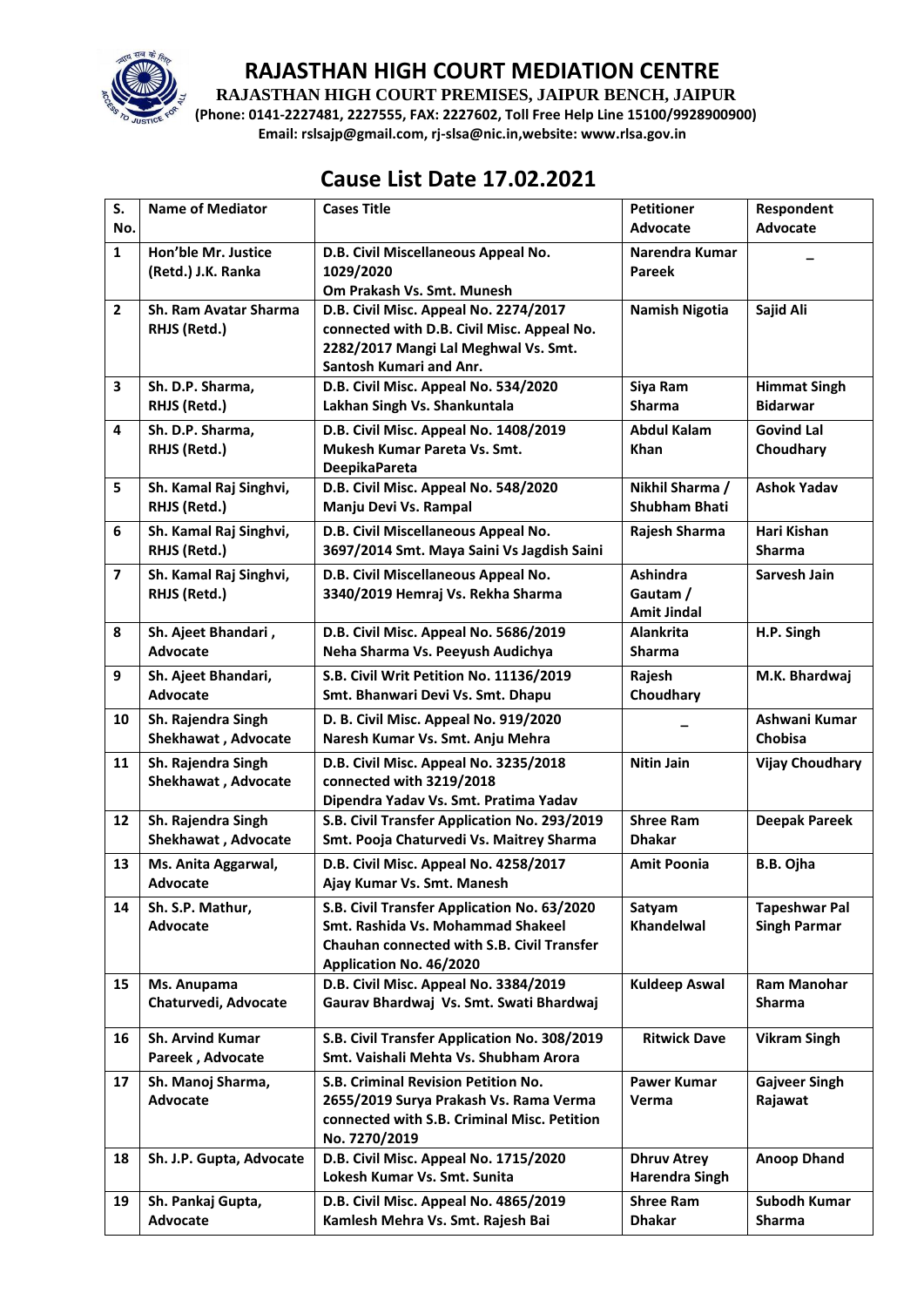# RAJASTHAN HIGH COURT MEDIATION CENTRE

**RAJASTHAN HIGH COURT PREMISES, JAIPUR BENCH, JAIPUR**

**(Phone: 0141-2227481, 2227555, FAX: 2227602, Toll Free Help Line 15100/9928900900)**

**Email: rslsajp@gmail.com, rj-slsa@nic.in,website: www.rlsa.gov.in**

## Cause List Date 17.02.2021

| S. No. | Name of Mediator | Cases Title | Petitioner Advocate | Respondent Advocate |
|---|---|---|---|---|
| 1 | Hon'ble Mr. Justice (Retd.) J.K. Ranka | D.B. Civil Miscellaneous Appeal No. 1029/2020 Om Prakash Vs. Smt. Munesh | Narendra Kumar Pareek | _ |
| 2 | Sh. Ram Avatar Sharma RHJS (Retd.) | D.B. Civil Misc. Appeal No. 2274/2017 connected with D.B. Civil Misc. Appeal No. 2282/2017 Mangi Lal Meghwal Vs. Smt. Santosh Kumari and Anr. | Namish Nigotia | Sajid Ali |
| 3 | Sh. D.P. Sharma, RHJS (Retd.) | D.B. Civil Misc. Appeal No. 534/2020 Lakhan Singh Vs. Shankuntala | Siya Ram Sharma | Himmat Singh Bidarwar |
| 4 | Sh. D.P. Sharma, RHJS (Retd.) | D.B. Civil Misc. Appeal No. 1408/2019 Mukesh Kumar Pareta Vs. Smt. DeepikaPareta | Abdul Kalam Khan | Govind Lal Choudhary |
| 5 | Sh. Kamal Raj Singhvi, RHJS (Retd.) | D.B. Civil Misc. Appeal No. 548/2020 Manju Devi Vs. Rampal | Nikhil Sharma / Shubham Bhati | Ashok Yadav |
| 6 | Sh. Kamal Raj Singhvi, RHJS (Retd.) | D.B. Civil Miscellaneous Appeal No. 3697/2014 Smt. Maya Saini Vs Jagdish Saini | Rajesh Sharma | Hari Kishan Sharma |
| 7 | Sh. Kamal Raj Singhvi, RHJS (Retd.) | D.B. Civil Miscellaneous Appeal No. 3340/2019 Hemraj Vs. Rekha Sharma | Ashindra Gautam / Amit Jindal | Sarvesh Jain |
| 8 | Sh. Ajeet Bhandari , Advocate | D.B. Civil Misc. Appeal No. 5686/2019 Neha Sharma Vs. Peeyush Audichya | Alankrita Sharma | H.P. Singh |
| 9 | Sh. Ajeet Bhandari, Advocate | S.B. Civil Writ Petition No. 11136/2019 Smt. Bhanwari Devi Vs. Smt. Dhapu | Rajesh Choudhary | M.K. Bhardwaj |
| 10 | Sh. Rajendra Singh Shekhawat , Advocate | D. B. Civil Misc. Appeal No. 919/2020 Naresh Kumar Vs. Smt. Anju Mehra | _ | Ashwani Kumar Chobisa |
| 11 | Sh. Rajendra Singh Shekhawat , Advocate | D.B. Civil Misc. Appeal No. 3235/2018 connected with 3219/2018 Dipendra Yadav Vs. Smt. Pratima Yadav | Nitin Jain | Vijay Choudhary |
| 12 | Sh. Rajendra Singh Shekhawat , Advocate | S.B. Civil Transfer Application No. 293/2019 Smt. Pooja Chaturvedi Vs. Maitrey Sharma | Shree Ram Dhakar | Deepak Pareek |
| 13 | Ms. Anita Aggarwal, Advocate | D.B. Civil Misc. Appeal No. 4258/2017 Ajay Kumar Vs. Smt. Manesh | Amit Poonia | B.B. Ojha |
| 14 | Sh. S.P. Mathur, Advocate | S.B. Civil Transfer Application No. 63/2020 Smt. Rashida Vs. Mohammad Shakeel Chauhan connected with S.B. Civil Transfer Application No. 46/2020 | Satyam Khandelwal | Tapeshwar Pal Singh Parmar |
| 15 | Ms. Anupama Chaturvedi, Advocate | D.B. Civil Misc. Appeal No. 3384/2019 Gaurav Bhardwaj Vs. Smt. Swati Bhardwaj | Kuldeep Aswal | Ram Manohar Sharma |
| 16 | Sh. Arvind Kumar Pareek , Advocate | S.B. Civil Transfer Application No. 308/2019 Smt. Vaishali Mehta Vs. Shubham Arora | Ritwick Dave | Vikram Singh |
| 17 | Sh. Manoj Sharma, Advocate | S.B. Criminal Revision Petition No. 2655/2019 Surya Prakash Vs. Rama Verma connected with S.B. Criminal Misc. Petition No. 7270/2019 | Pawer Kumar Verma | Gajveer Singh Rajawat |
| 18 | Sh. J.P. Gupta, Advocate | D.B. Civil Misc. Appeal No. 1715/2020 Lokesh Kumar Vs. Smt. Sunita | Dhruv Atrey Harendra Singh | Anoop Dhand |
| 19 | Sh. Pankaj Gupta, Advocate | D.B. Civil Misc. Appeal No. 4865/2019 Kamlesh Mehra Vs. Smt. Rajesh Bai | Shree Ram Dhakar | Subodh Kumar Sharma |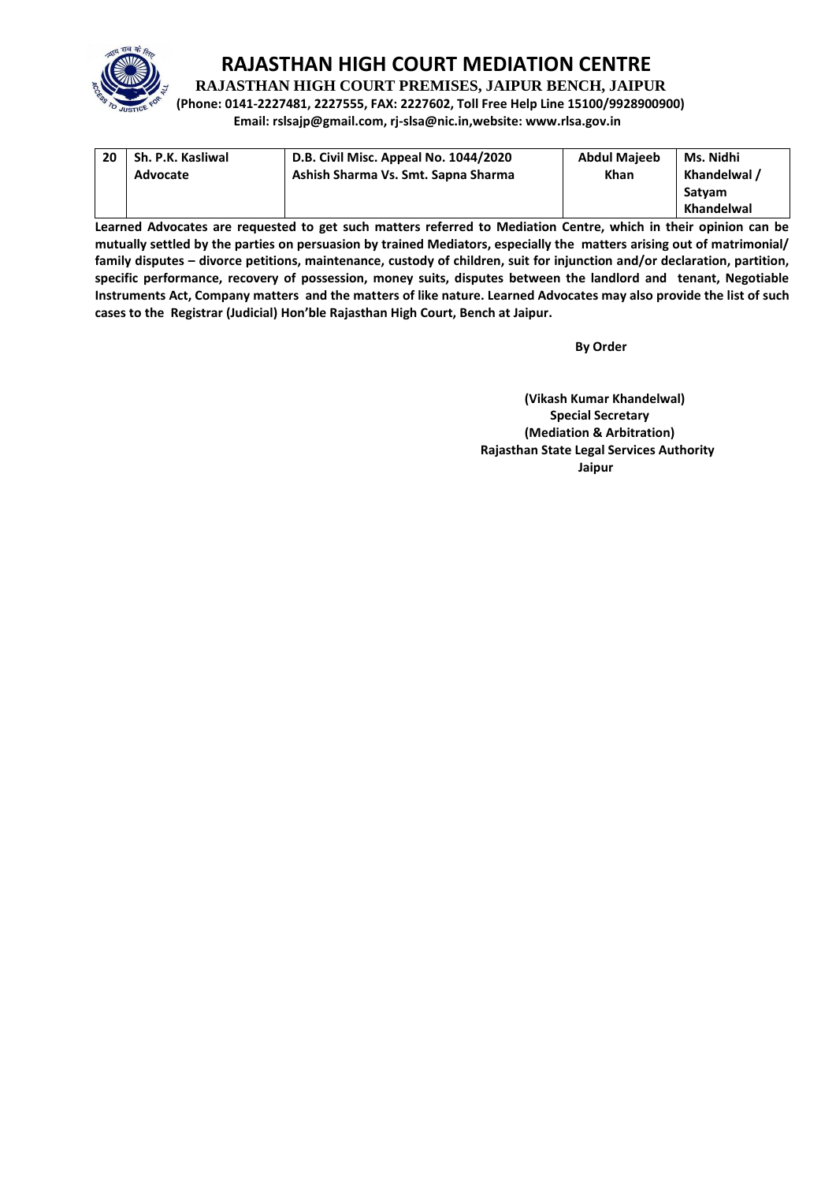# RAJASTHAN HIGH COURT MEDIATION CENTRE

**RAJASTHAN HIGH COURT PREMISES, JAIPUR BENCH, JAIPUR**

**(Phone: 0141-2227481, 2227555, FAX: 2227602, Toll Free Help Line 15100/9928900900)**

**Email: rslsajp@gmail.com, rj-slsa@nic.in,website: www.rlsa.gov.in**

| | | | | |
|---|---|---|---|---|
| 20 | Sh. P.K. Kasliwal Advocate | D.B. Civil Misc. Appeal No. 1044/2020 Ashish Sharma Vs. Smt. Sapna Sharma | Abdul Majeeb Khan | Ms. Nidhi Khandelwal / Satyam Khandelwal |

**Learned Advocates are requested to get such matters referred to Mediation Centre, which in their opinion can be mutually settled by the parties on persuasion by trained Mediators, especially the matters arising out of matrimonial/ family disputes – divorce petitions, maintenance, custody of children, suit for injunction and/or declaration, partition, specific performance, recovery of possession, money suits, disputes between the landlord and tenant, Negotiable Instruments Act, Company matters and the matters of like nature. Learned Advocates may also provide the list of such cases to the Registrar (Judicial) Hon'ble Rajasthan High Court, Bench at Jaipur.**

**By Order**

**(Vikash Kumar Khandelwal)**
**Special Secretary**
**(Mediation & Arbitration)**
**Rajasthan State Legal Services Authority**
**Jaipur**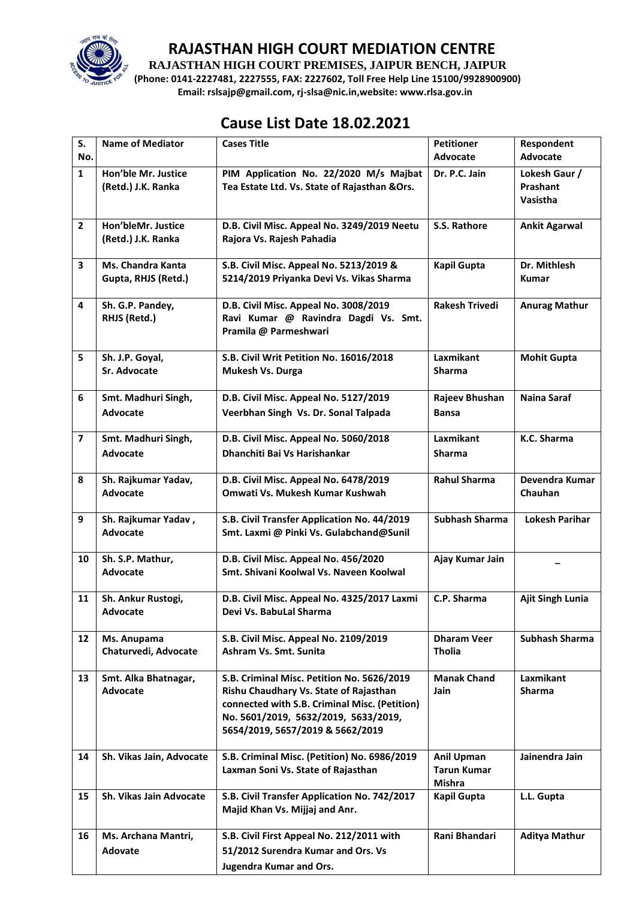# RAJASTHAN HIGH COURT MEDIATION CENTRE

**RAJASTHAN HIGH COURT PREMISES, JAIPUR BENCH, JAIPUR**

**(Phone: 0141-2227481, 2227555, FAX: 2227602, Toll Free Help Line 15100/9928900900)**

**Email: rslsajp@gmail.com, rj-slsa@nic.in,website: www.rlsa.gov.in**

## Cause List Date 18.02.2021

| S. No. | Name of Mediator | Cases Title | Petitioner Advocate | Respondent Advocate |
|---|---|---|---|---|
| 1 | Hon'ble Mr. Justice (Retd.) J.K. Ranka | PIM Application No. 22/2020 M/s Majbat Tea Estate Ltd. Vs. State of Rajasthan &Ors. | Dr. P.C. Jain | Lokesh Gaur / Prashant Vasistha |
| 2 | Hon'bleMr. Justice (Retd.) J.K. Ranka | D.B. Civil Misc. Appeal No. 3249/2019 Neetu Rajora Vs. Rajesh Pahadia | S.S. Rathore | Ankit Agarwal |
| 3 | Ms. Chandra Kanta Gupta, RHJS (Retd.) | S.B. Civil Misc. Appeal No. 5213/2019 & 5214/2019 Priyanka Devi Vs. Vikas Sharma | Kapil Gupta | Dr. Mithlesh Kumar |
| 4 | Sh. G.P. Pandey, RHJS (Retd.) | D.B. Civil Misc. Appeal No. 3008/2019 Ravi Kumar @ Ravindra Dagdi Vs. Smt. Pramila @ Parmeshwari | Rakesh Trivedi | Anurag Mathur |
| 5 | Sh. J.P. Goyal, Sr. Advocate | S.B. Civil Writ Petition No. 16016/2018 Mukesh Vs. Durga | Laxmikant Sharma | Mohit Gupta |
| 6 | Smt. Madhuri Singh, Advocate | D.B. Civil Misc. Appeal No. 5127/2019 Veerbhan Singh Vs. Dr. Sonal Talpada | Rajeev Bhushan Bansa | Naina Saraf |
| 7 | Smt. Madhuri Singh, Advocate | D.B. Civil Misc. Appeal No. 5060/2018 Dhanchiti Bai Vs Harishankar | Laxmikant Sharma | K.C. Sharma |
| 8 | Sh. Rajkumar Yadav, Advocate | D.B. Civil Misc. Appeal No. 6478/2019 Omwati Vs. Mukesh Kumar Kushwah | Rahul Sharma | Devendra Kumar Chauhan |
| 9 | Sh. Rajkumar Yadav , Advocate | S.B. Civil Transfer Application No. 44/2019 Smt. Laxmi @ Pinki Vs. Gulabchand@Sunil | Subhash Sharma | Lokesh Parihar |
| 10 | Sh. S.P. Mathur, Advocate | D.B. Civil Misc. Appeal No. 456/2020 Smt. Shivani Koolwal Vs. Naveen Koolwal | Ajay Kumar Jain | – |
| 11 | Sh. Ankur Rustogi, Advocate | D.B. Civil Misc. Appeal No. 4325/2017 Laxmi Devi Vs. BabuLal Sharma | C.P. Sharma | Ajit Singh Lunia |
| 12 | Ms. Anupama Chaturvedi, Advocate | S.B. Civil Misc. Appeal No. 2109/2019 Ashram Vs. Smt. Sunita | Dharam Veer Tholia | Subhash Sharma |
| 13 | Smt. Alka Bhatnagar, Advocate | S.B. Criminal Misc. Petition No. 5626/2019 Rishu Chaudhary Vs. State of Rajasthan connected with S.B. Criminal Misc. (Petition) No. 5601/2019, 5632/2019, 5633/2019, 5654/2019, 5657/2019 & 5662/2019 | Manak Chand Jain | Laxmikant Sharma |
| 14 | Sh. Vikas Jain, Advocate | S.B. Criminal Misc. (Petition) No. 6986/2019 Laxman Soni Vs. State of Rajasthan | Anil Upman Tarun Kumar Mishra | Jainendra Jain |
| 15 | Sh. Vikas Jain Advocate | S.B. Civil Transfer Application No. 742/2017 Majid Khan Vs. Mijjaj and Anr. | Kapil Gupta | L.L. Gupta |
| 16 | Ms. Archana Mantri, Adovate | S.B. Civil First Appeal No. 212/2011 with 51/2012 Surendra Kumar and Ors. Vs Jugendra Kumar and Ors. | Rani Bhandari | Aditya Mathur |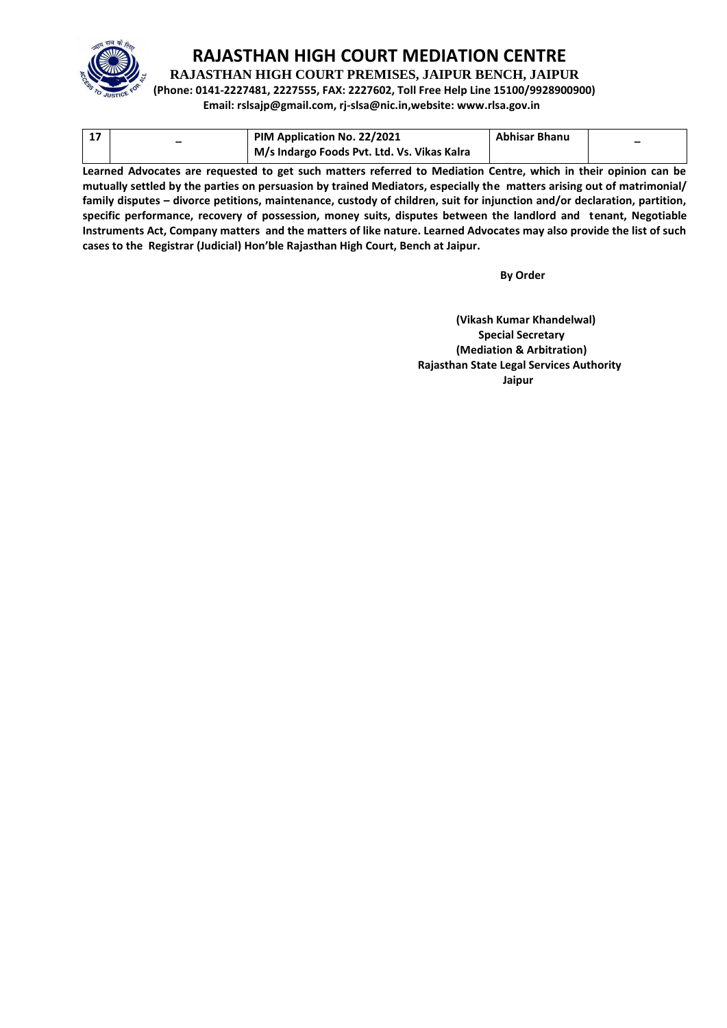# RAJASTHAN HIGH COURT MEDIATION CENTRE

**RAJASTHAN HIGH COURT PREMISES, JAIPUR BENCH, JAIPUR**

**(Phone: 0141-2227481, 2227555, FAX: 2227602, Toll Free Help Line 15100/9928900900)**

**Email: rslsajp@gmail.com, rj-slsa@nic.in,website: www.rlsa.gov.in**

| | | | | |
|---|---|---|---|---|
| 17 | – | PIM Application No. 22/2021 M/s Indargo Foods Pvt. Ltd. Vs. Vikas Kalra | Abhisar Bhanu | – |

**Learned Advocates are requested to get such matters referred to Mediation Centre, which in their opinion can be mutually settled by the parties on persuasion by trained Mediators, especially the matters arising out of matrimonial/ family disputes – divorce petitions, maintenance, custody of children, suit for injunction and/or declaration, partition, specific performance, recovery of possession, money suits, disputes between the landlord and tenant, Negotiable Instruments Act, Company matters and the matters of like nature. Learned Advocates may also provide the list of such cases to the Registrar (Judicial) Hon'ble Rajasthan High Court, Bench at Jaipur.**

**By Order**

**(Vikash Kumar Khandelwal)**
**Special Secretary**
**(Mediation & Arbitration)**
**Rajasthan State Legal Services Authority**
**Jaipur**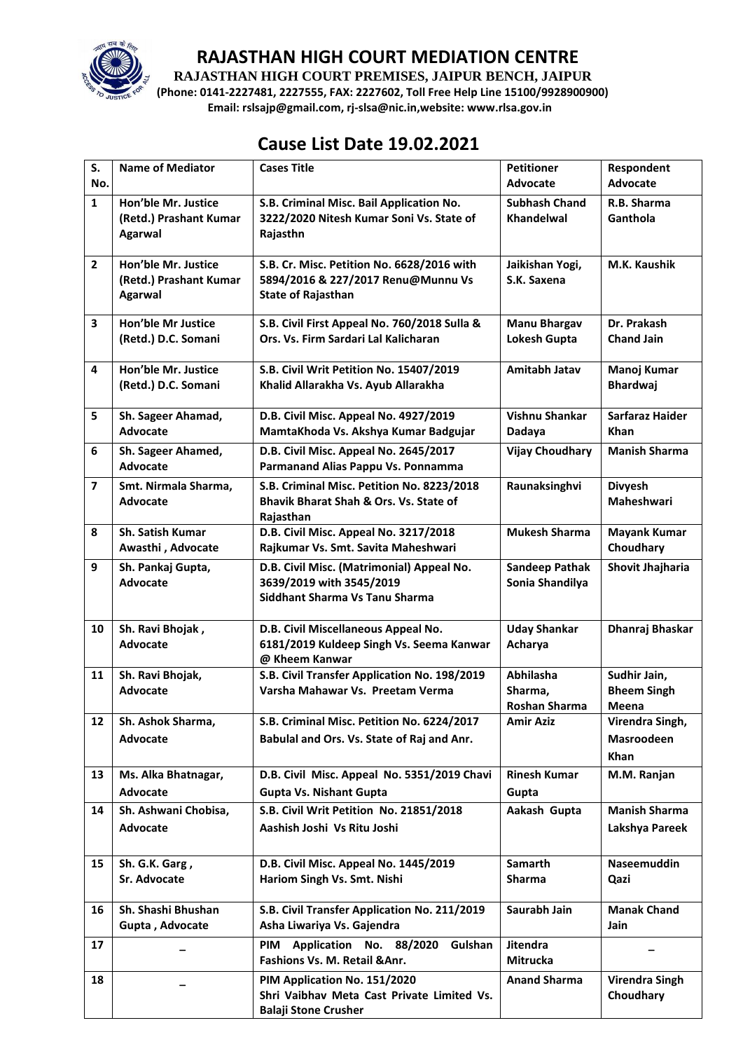# RAJASTHAN HIGH COURT MEDIATION CENTRE

**RAJASTHAN HIGH COURT PREMISES, JAIPUR BENCH, JAIPUR**

**(Phone: 0141-2227481, 2227555, FAX: 2227602, Toll Free Help Line 15100/9928900900)**

**Email: rslsajp@gmail.com, rj-slsa@nic.in,website: www.rlsa.gov.in**

## Cause List Date 19.02.2021

| S. No. | Name of Mediator | Cases Title | Petitioner Advocate | Respondent Advocate |
|---|---|---|---|---|
| 1 | Hon'ble Mr. Justice (Retd.) Prashant Kumar Agarwal | S.B. Criminal Misc. Bail Application No. 3222/2020 Nitesh Kumar Soni Vs. State of Rajasthn | Subhash Chand Khandelwal | R.B. Sharma Ganthola |
| 2 | Hon'ble Mr. Justice (Retd.) Prashant Kumar Agarwal | S.B. Cr. Misc. Petition No. 6628/2016 with 5894/2016 & 227/2017 Renu@Munnu Vs State of Rajasthan | Jaikishan Yogi, S.K. Saxena | M.K. Kaushik |
| 3 | Hon'ble Mr Justice (Retd.) D.C. Somani | S.B. Civil First Appeal No. 760/2018 Sulla & Ors. Vs. Firm Sardari Lal Kalicharan | Manu Bhargav Lokesh Gupta | Dr. Prakash Chand Jain |
| 4 | Hon'ble Mr. Justice (Retd.) D.C. Somani | S.B. Civil Writ Petition No. 15407/2019 Khalid Allarakha Vs. Ayub Allarakha | Amitabh Jatav | Manoj Kumar Bhardwaj |
| 5 | Sh. Sageer Ahamad, Advocate | D.B. Civil Misc. Appeal No. 4927/2019 MamtaKhoda Vs. Akshya Kumar Badgujar | Vishnu Shankar Dadaya | Sarfaraz Haider Khan |
| 6 | Sh. Sageer Ahamed, Advocate | D.B. Civil Misc. Appeal No. 2645/2017 Parmanand Alias Pappu Vs. Ponnamma | Vijay Choudhary | Manish Sharma |
| 7 | Smt. Nirmala Sharma, Advocate | S.B. Criminal Misc. Petition No. 8223/2018 Bhavik Bharat Shah & Ors. Vs. State of Rajasthan | Raunaksinghvi | Divyesh Maheshwari |
| 8 | Sh. Satish Kumar Awasthi , Advocate | D.B. Civil Misc. Appeal No. 3217/2018 Rajkumar Vs. Smt. Savita Maheshwari | Mukesh Sharma | Mayank Kumar Choudhary |
| 9 | Sh. Pankaj Gupta, Advocate | D.B. Civil Misc. (Matrimonial) Appeal No. 3639/2019 with 3545/2019 Siddhant Sharma Vs Tanu Sharma | Sandeep Pathak Sonia Shandilya | Shovit Jhajharia |
| 10 | Sh. Ravi Bhojak , Advocate | D.B. Civil Miscellaneous Appeal No. 6181/2019 Kuldeep Singh Vs. Seema Kanwar @ Kheem Kanwar | Uday Shankar Acharya | Dhanraj Bhaskar |
| 11 | Sh. Ravi Bhojak, Advocate | S.B. Civil Transfer Application No. 198/2019 Varsha Mahawar Vs. Preetam Verma | Abhilasha Sharma, Roshan Sharma | Sudhir Jain, Bheem Singh Meena |
| 12 | Sh. Ashok Sharma, Advocate | S.B. Criminal Misc. Petition No. 6224/2017 Babulal and Ors. Vs. State of Raj and Anr. | Amir Aziz | Virendra Singh, Masroodeen Khan |
| 13 | Ms. Alka Bhatnagar, Advocate | D.B. Civil Misc. Appeal No. 5351/2019 Chavi Gupta Vs. Nishant Gupta | Rinesh Kumar Gupta | M.M. Ranjan |
| 14 | Sh. Ashwani Chobisa, Advocate | S.B. Civil Writ Petition No. 21851/2018 Aashish Joshi Vs Ritu Joshi | Aakash Gupta | Manish Sharma Lakshya Pareek |
| 15 | Sh. G.K. Garg , Sr. Advocate | D.B. Civil Misc. Appeal No. 1445/2019 Hariom Singh Vs. Smt. Nishi | Samarth Sharma | Naseemuddin Qazi |
| 16 | Sh. Shashi Bhushan Gupta , Advocate | S.B. Civil Transfer Application No. 211/2019 Asha Liwariya Vs. Gajendra | Saurabh Jain | Manak Chand Jain |
| 17 | _ | PIM Application No. 88/2020 Gulshan Fashions Vs. M. Retail &Anr. | Jitendra Mitrucka | _ |
| 18 | _ | PIM Application No. 151/2020 Shri Vaibhav Meta Cast Private Limited Vs. Balaji Stone Crusher | Anand Sharma | Virendra Singh Choudhary |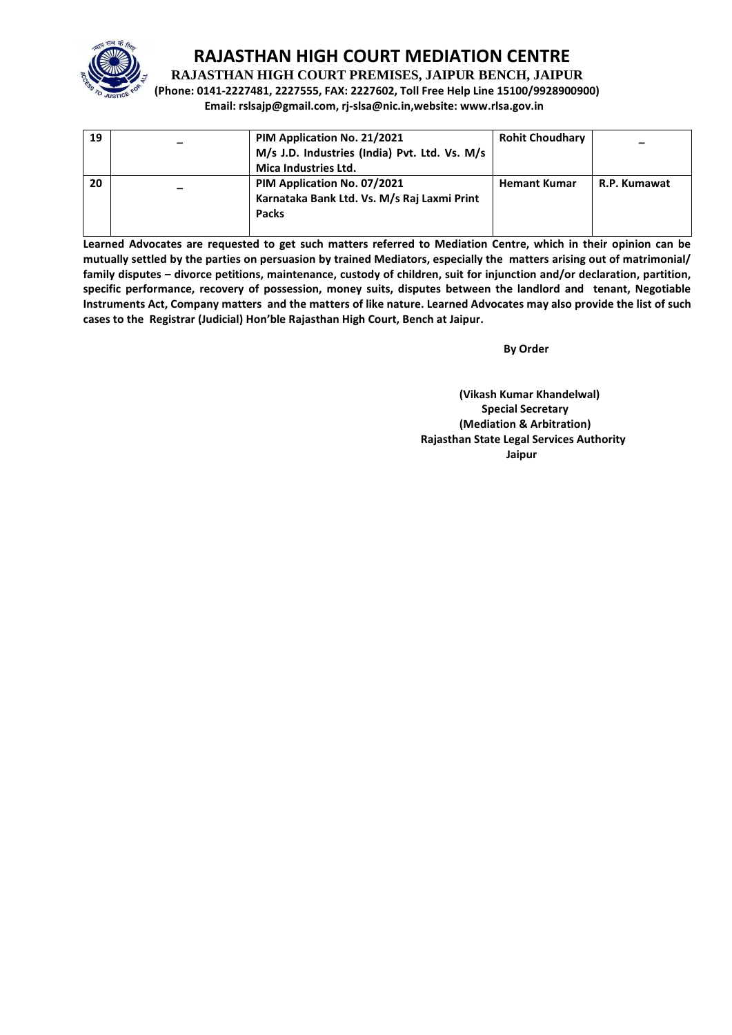# RAJASTHAN HIGH COURT MEDIATION CENTRE

**RAJASTHAN HIGH COURT PREMISES, JAIPUR BENCH, JAIPUR**

**(Phone: 0141-2227481, 2227555, FAX: 2227602, Toll Free Help Line 15100/9928900900)**

**Email: rslsajp@gmail.com, rj-slsa@nic.in,website: www.rlsa.gov.in**

| | | | | |
|---|---|---|---|---|
| 19 | – | **PIM Application No. 21/2021**<br>**M/s J.D. Industries (India) Pvt. Ltd. Vs. M/s Mica Industries Ltd.** | **Rohit Choudhary** | – |
| 20 | – | **PIM Application No. 07/2021**<br>**Karnataka Bank Ltd. Vs. M/s Raj Laxmi Print Packs** | **Hemant Kumar** | **R.P. Kumawat** |

**Learned Advocates are requested to get such matters referred to Mediation Centre, which in their opinion can be mutually settled by the parties on persuasion by trained Mediators, especially the matters arising out of matrimonial/ family disputes – divorce petitions, maintenance, custody of children, suit for injunction and/or declaration, partition, specific performance, recovery of possession, money suits, disputes between the landlord and tenant, Negotiable Instruments Act, Company matters and the matters of like nature. Learned Advocates may also provide the list of such cases to the Registrar (Judicial) Hon'ble Rajasthan High Court, Bench at Jaipur.**

**By Order**

**(Vikash Kumar Khandelwal)**
**Special Secretary**
**(Mediation & Arbitration)**
**Rajasthan State Legal Services Authority**
**Jaipur**